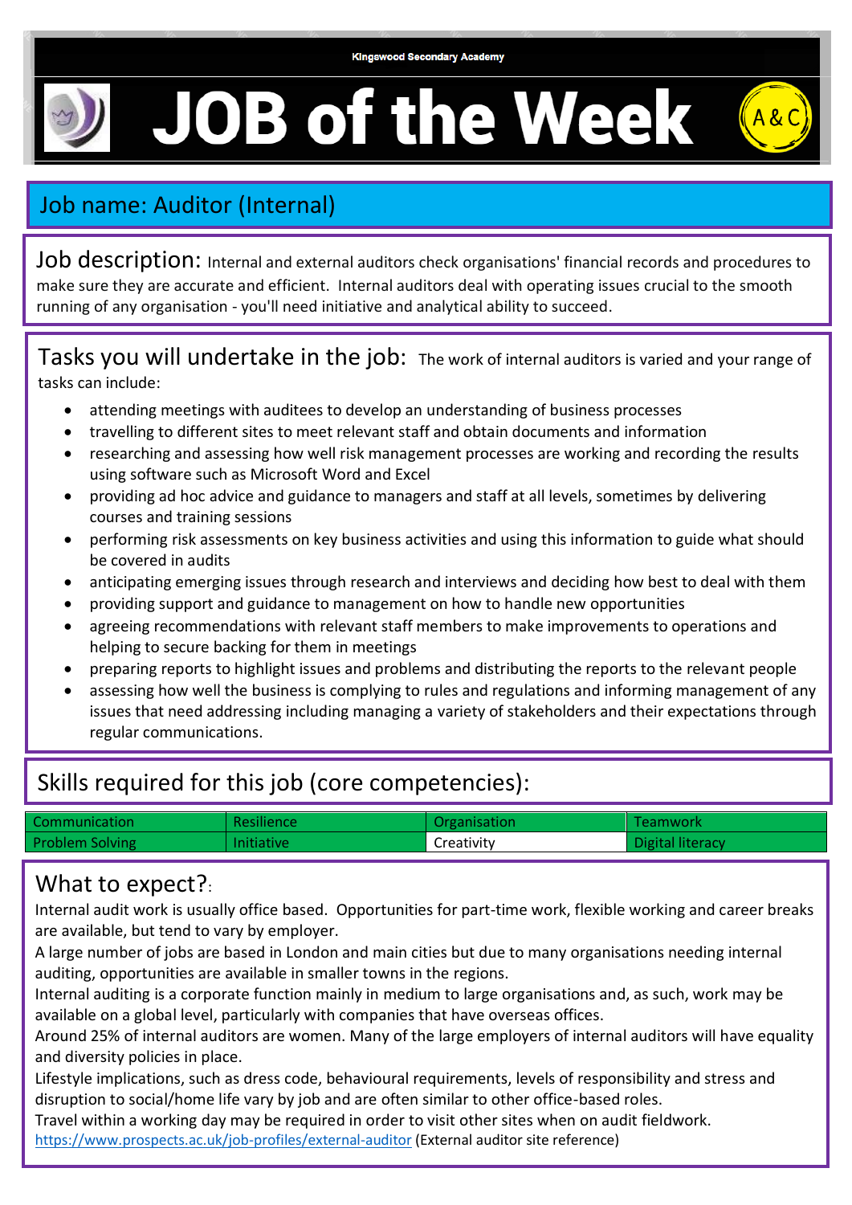Kingswood Secondary Academy

# JOB of the Week

A&C

## Job name: Auditor (Internal)

**Job description:** Internal and external auditors check organisations' financial records and procedures to make sure they are accurate and efficient. Internal auditors deal with operating issues crucial to the smooth running of any organisation - you'll need initiative and analytical ability to succeed.

**Tasks you will undertake in the job:** The work of internal auditors is varied and your range of tasks can include:

- attending meetings with auditees to develop an understanding of business processes
- travelling to different sites to meet relevant staff and obtain documents and information
- researching and assessing how well risk management processes are working and recording the results using software such as Microsoft Word and Excel
- providing ad hoc advice and guidance to managers and staff at all levels, sometimes by delivering courses and training sessions
- performing risk assessments on key business activities and using this information to guide what should be covered in audits
- anticipating emerging issues through research and interviews and deciding how best to deal with them
- providing support and guidance to management on how to handle new opportunities
- agreeing recommendations with relevant staff members to make improvements to operations and helping to secure backing for them in meetings
- preparing reports to highlight issues and problems and distributing the reports to the relevant people
- assessing how well the business is complying to rules and regulations and informing management of any issues that need addressing including managing a variety of stakeholders and their expectations through regular communications.

## Skills required for this job (core competencies):

| Communication | Resilience | Organisation | Teamwork |
|---|---|---|---|
| Problem Solving | Initiative | Creativity | Digital literacy |

## What to expect?:

Internal audit work is usually office based. Opportunities for part-time work, flexible working and career breaks are available, but tend to vary by employer.

A large number of jobs are based in London and main cities but due to many organisations needing internal auditing, opportunities are available in smaller towns in the regions.

Internal auditing is a corporate function mainly in medium to large organisations and, as such, work may be available on a global level, particularly with companies that have overseas offices.

Around 25% of internal auditors are women. Many of the large employers of internal auditors will have equality and diversity policies in place.

Lifestyle implications, such as dress code, behavioural requirements, levels of responsibility and stress and disruption to social/home life vary by job and are often similar to other office-based roles.

Travel within a working day may be required in order to visit other sites when on audit fieldwork.

https://www.prospects.ac.uk/job-profiles/external-auditor (External auditor site reference)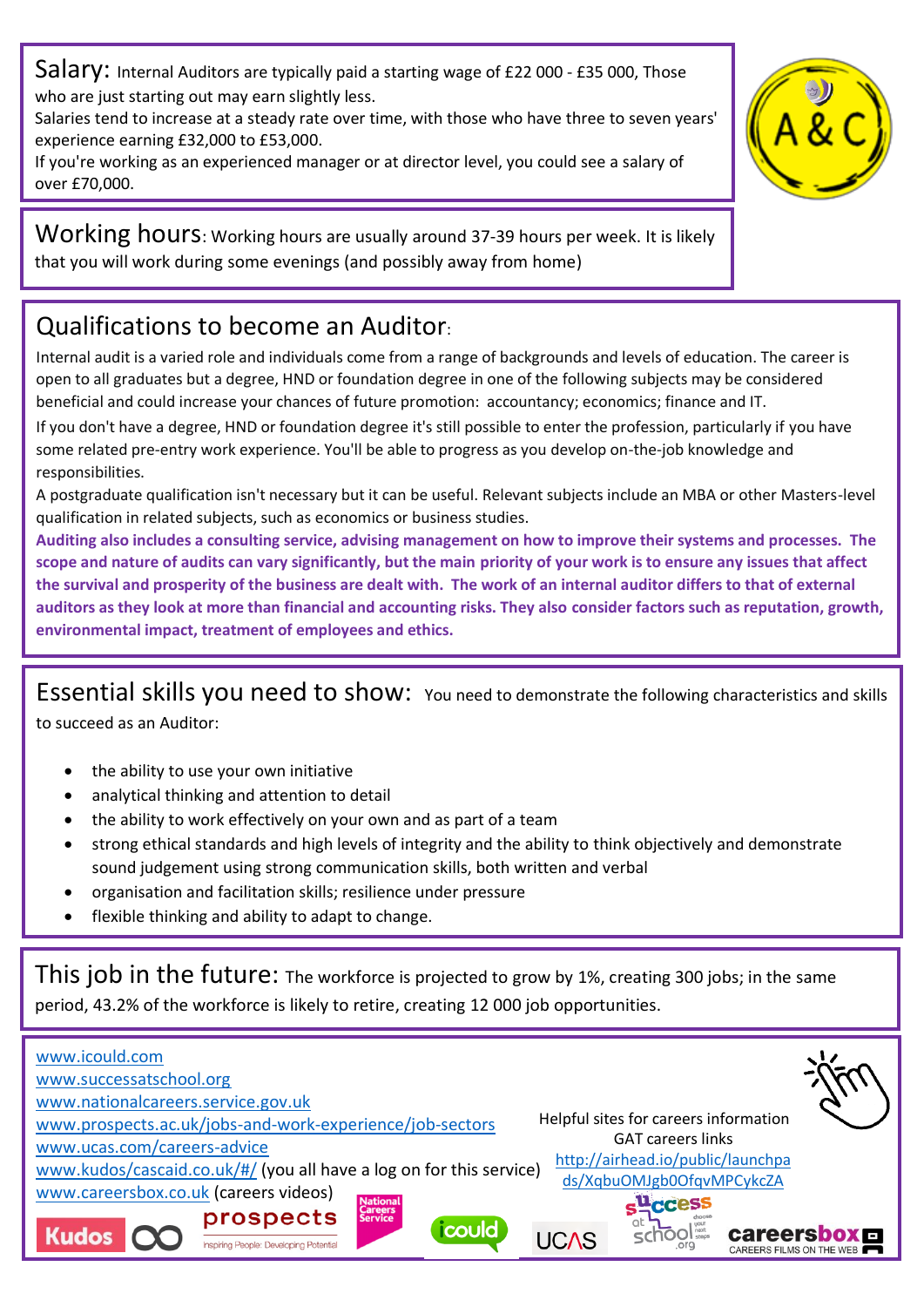## Salary:

Internal Auditors are typically paid a starting wage of £22 000 - £35 000, Those who are just starting out may earn slightly less.
Salaries tend to increase at a steady rate over time, with those who have three to seven years' experience earning £32,000 to £53,000.
If you're working as an experienced manager or at director level, you could see a salary of over £70,000.

## Working hours:

Working hours are usually around 37-39 hours per week. It is likely that you will work during some evenings (and possibly away from home)

## Qualifications to become an Auditor:

Internal audit is a varied role and individuals come from a range of backgrounds and levels of education. The career is open to all graduates but a degree, HND or foundation degree in one of the following subjects may be considered beneficial and could increase your chances of future promotion: accountancy; economics; finance and IT.

If you don't have a degree, HND or foundation degree it's still possible to enter the profession, particularly if you have some related pre-entry work experience. You'll be able to progress as you develop on-the-job knowledge and responsibilities.

A postgraduate qualification isn't necessary but it can be useful. Relevant subjects include an MBA or other Masters-level qualification in related subjects, such as economics or business studies.

**Auditing also includes a consulting service, advising management on how to improve their systems and processes. The scope and nature of audits can vary significantly, but the main priority of your work is to ensure any issues that affect the survival and prosperity of the business are dealt with. The work of an internal auditor differs to that of external auditors as they look at more than financial and accounting risks. They also consider factors such as reputation, growth, environmental impact, treatment of employees and ethics.**

## Essential skills you need to show:

You need to demonstrate the following characteristics and skills to succeed as an Auditor:

- the ability to use your own initiative
- analytical thinking and attention to detail
- the ability to work effectively on your own and as part of a team
- strong ethical standards and high levels of integrity and the ability to think objectively and demonstrate sound judgement using strong communication skills, both written and verbal
- organisation and facilitation skills; resilience under pressure
- flexible thinking and ability to adapt to change.

## This job in the future:

The workforce is projected to grow by 1%, creating 300 jobs; in the same period, 43.2% of the workforce is likely to retire, creating 12 000 job opportunities.

www.icould.com
www.successatschool.org
www.nationalcareers.service.gov.uk
www.prospects.ac.uk/jobs-and-work-experience/job-sectors
www.ucas.com/careers-advice
www.kudos/cascaid.co.uk/#/ (you all have a log on for this service)
www.careersbox.co.uk (careers videos)

Helpful sites for careers information
GAT careers links
http://airhead.io/public/launchpads/XqbuOMJgb0OfqvMPCykcZA